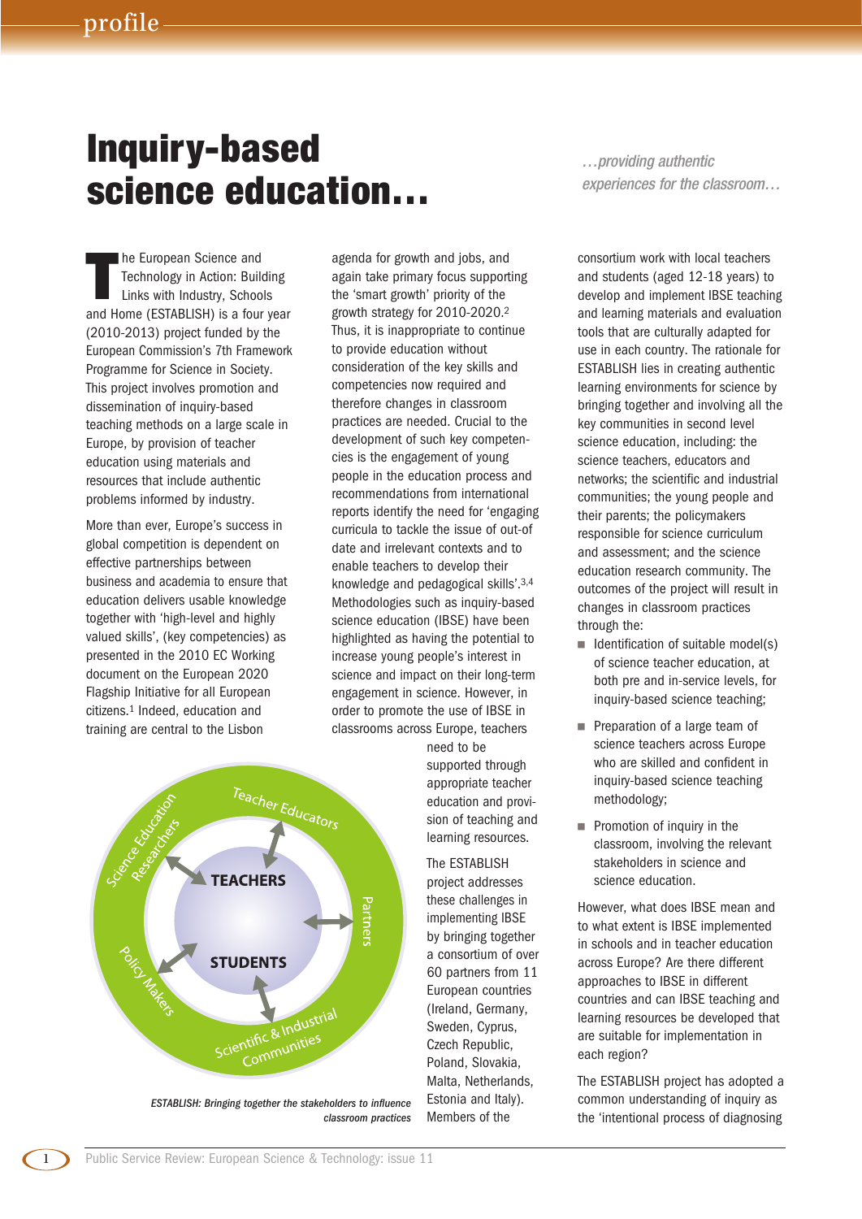# Inquiry-based science education…

*…providing authentic experiences for the classroom…*

The European Science and Technology in Action: Building Links with Industry, Schools and Home (ESTABLISH) is a four year (2010-2013) project funded by the European Commission's 7th Framework Programme for Science in Society. This project involves promotion and dissemination of inquiry-based teaching methods on a large scale in Europe, by provision of teacher education using materials and resources that include authentic problems informed by industry.

More than ever, Europe's success in global competition is dependent on effective partnerships between business and academia to ensure that education delivers usable knowledge together with 'high-level and highly valued skills', (key competencies) as presented in the 2010 EC Working document on the European 2020 Flagship Initiative for all European citizens.[1] Indeed, education and training are central to the Lisbon agenda for growth and jobs, and again take primary focus supporting the 'smart growth' priority of the growth strategy for 2010-2020.[2] Thus, it is inappropriate to continue to provide education without consideration of the key skills and competencies now required and therefore changes in classroom practices are needed. Crucial to the development of such key competencies is the engagement of young people in the education process and recommendations from international reports identify the need for 'engaging curricula to tackle the issue of out-of date and irrelevant contexts and to enable teachers to develop their knowledge and pedagogical skills'.[3,4] Methodologies such as inquiry-based science education (IBSE) have been highlighted as having the potential to increase young people's interest in science and impact on their long-term engagement in science. However, in order to promote the use of IBSE in classrooms across Europe, teachers need to be supported through appropriate teacher education and provision of teaching and learning resources.

The ESTABLISH project addresses these challenges in implementing IBSE by bringing together a consortium of over 60 partners from 11 European countries (Ireland, Germany, Sweden, Cyprus, Czech Republic, Poland, Slovakia, Malta, Netherlands, Estonia and Italy). Members of the consortium work with local teachers and students (aged 12-18 years) to develop and implement IBSE teaching and learning materials and evaluation tools that are culturally adapted for use in each country. The rationale for ESTABLISH lies in creating authentic learning environments for science by bringing together and involving all the key communities in second level science education, including: the science teachers, educators and networks; the scientific and industrial communities; the young people and their parents; the policymakers responsible for science curriculum and assessment; and the science education research community. The outcomes of the project will result in changes in classroom practices through the:

- Identification of suitable model(s) of science teacher education, at both pre and in-service levels, for inquiry-based science teaching;
- Preparation of a large team of science teachers across Europe who are skilled and confident in inquiry-based science teaching methodology;
- Promotion of inquiry in the classroom, involving the relevant stakeholders in science and science education.

However, what does IBSE mean and to what extent is IBSE implemented in schools and in teacher education across Europe? Are there different approaches to IBSE in different countries and can IBSE teaching and learning resources be developed that are suitable for implementation in each region?

The ESTABLISH project has adopted a common understanding of inquiry as the 'intentional process of diagnosing

*ESTABLISH: Bringing together the stakeholders to influence classroom practices*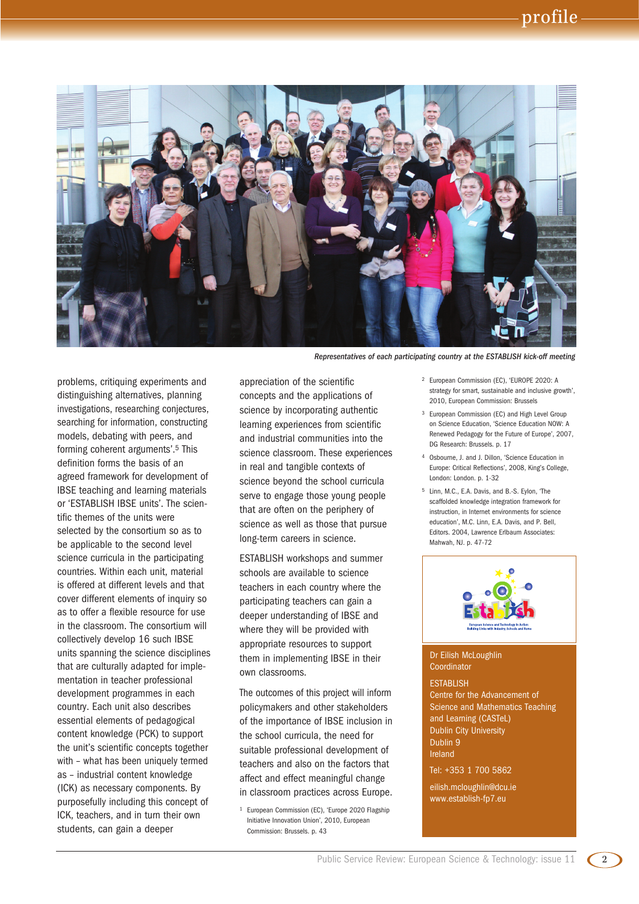Representatives of each participating country at the ESTABLISH kick-off meeting

problems, critiquing experiments and distinguishing alternatives, planning investigations, researching conjectures, searching for information, constructing models, debating with peers, and forming coherent arguments'.[5] This definition forms the basis of an agreed framework for development of IBSE teaching and learning materials or 'ESTABLISH IBSE units'. The scientific themes of the units were selected by the consortium so as to be applicable to the second level science curricula in the participating countries. Within each unit, material is offered at different levels and that cover different elements of inquiry so as to offer a flexible resource for use in the classroom. The consortium will collectively develop 16 such IBSE units spanning the science disciplines that are culturally adapted for implementation in teacher professional development programmes in each country. Each unit also describes essential elements of pedagogical content knowledge (PCK) to support the unit's scientific concepts together with – what has been uniquely termed as – industrial content knowledge (ICK) as necessary components. By purposefully including this concept of ICK, teachers, and in turn their own students, can gain a deeper appreciation of the scientific concepts and the applications of science by incorporating authentic learning experiences from scientific and industrial communities into the science classroom. These experiences in real and tangible contexts of science beyond the school curricula serve to engage those young people that are often on the periphery of science as well as those that pursue long-term careers in science.

ESTABLISH workshops and summer schools are available to science teachers in each country where the participating teachers can gain a deeper understanding of IBSE and where they will be provided with appropriate resources to support them in implementing IBSE in their own classrooms.

The outcomes of this project will inform policymakers and other stakeholders of the importance of IBSE inclusion in the school curricula, the need for suitable professional development of teachers and also on the factors that affect and effect meaningful change in classroom practices across Europe.

[1] European Commission (EC), 'Europe 2020 Flagship Initiative Innovation Union', 2010, European Commission: Brussels. p. 43

[2] European Commission (EC), 'EUROPE 2020: A strategy for smart, sustainable and inclusive growth', 2010, European Commission: Brussels

[3] European Commission (EC) and High Level Group on Science Education, 'Science Education NOW: A Renewed Pedagogy for the Future of Europe', 2007, DG Research: Brussels. p. 17

[4] Osbourne, J. and J. Dillon, 'Science Education in Europe: Critical Reflections', 2008, King's College, London: London. p. 1-32

[5] Linn, M.C., E.A. Davis, and B.-S. Eylon, 'The scaffolded knowledge integration framework for instruction, in Internet environments for science education', M.C. Linn, E.A. Davis, and P. Bell, Editors. 2004, Lawrence Erlbaum Associates: Mahwah, NJ. p. 47-72

Dr Eilish McLoughlin
Coordinator

ESTABLISH
Centre for the Advancement of Science and Mathematics Teaching and Learning (CASTeL)
Dublin City University
Dublin 9
Ireland

Tel: +353 1 700 5862

eilish.mcloughlin@dcu.ie
www.establish-fp7.eu